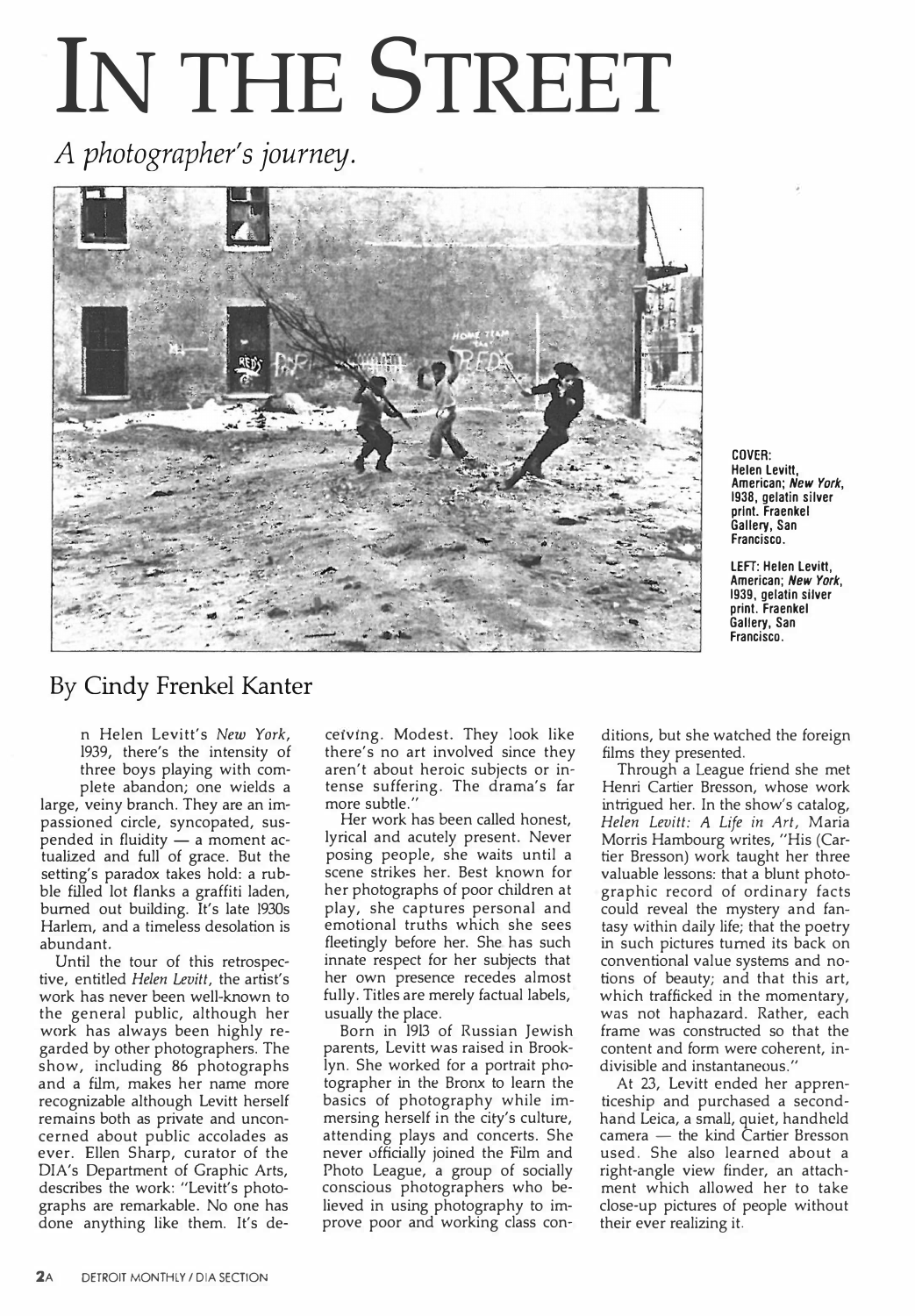# IN THE STREET

*A photographer's journey.*

**COVER: Helen Levitt, American; *New York*, 1938, gelatin silver print. Fraenkel Gallery, San Francisco.**

**LEFT: Helen Levitt, American; *New York*, 1939, gelatin silver print. Fraenkel Gallery, San Francisco.**

## By Cindy Frenkel Kanter

n Helen Levitt's *New York*, 1939, there's the intensity of three boys playing with complete abandon; one wields a large, veiny branch. They are an impassioned circle, syncopated, suspended in fluidity — a moment actualized and full of grace. But the setting's paradox takes hold: a rubble filled lot flanks a graffiti laden, burned out building. It's late 1930s Harlem, and a timeless desolation is abundant.

Until the tour of this retrospective, entitled *Helen Levitt*, the artist's work has never been well-known to the general public, although her work has always been highly regarded by other photographers. The show, including 86 photographs and a film, makes her name more recognizable although Levitt herself remains both as private and unconcerned about public accolades as ever. Ellen Sharp, curator of the DIA's Department of Graphic Arts, describes the work: "Levitt's photographs are remarkable. No one has done anything like them. It's deceiving. Modest. They look like there's no art involved since they aren't about heroic subjects or intense suffering. The drama's far more subtle."

Her work has been called honest, lyrical and acutely present. Never posing people, she waits until a scene strikes her. Best known for her photographs of poor children at play, she captures personal and emotional truths which she sees fleetingly before her. She has such innate respect for her subjects that her own presence recedes almost fully. Titles are merely factual labels, usually the place.

Born in 1913 of Russian Jewish parents, Levitt was raised in Brooklyn. She worked for a portrait photographer in the Bronx to learn the basics of photography while immersing herself in the city's culture, attending plays and concerts. She never officially joined the Film and Photo League, a group of socially conscious photographers who believed in using photography to improve poor and working class conditions, but she watched the foreign films they presented.

Through a League friend she met Henri Cartier Bresson, whose work intrigued her. In the show's catalog, *Helen Levitt: A Life in Art*, Maria Morris Hambourg writes, "His (Cartier Bresson) work taught her three valuable lessons: that a blunt photographic record of ordinary facts could reveal the mystery and fantasy within daily life; that the poetry in such pictures turned its back on conventional value systems and notions of beauty; and that this art, which trafficked in the momentary, was not haphazard. Rather, each frame was constructed so that the content and form were coherent, indivisible and instantaneous."

At 23, Levitt ended her apprenticeship and purchased a secondhand Leica, a small, quiet, handheld camera — the kind Cartier Bresson used. She also learned about a right-angle view finder, an attachment which allowed her to take close-up pictures of people without their ever realizing it.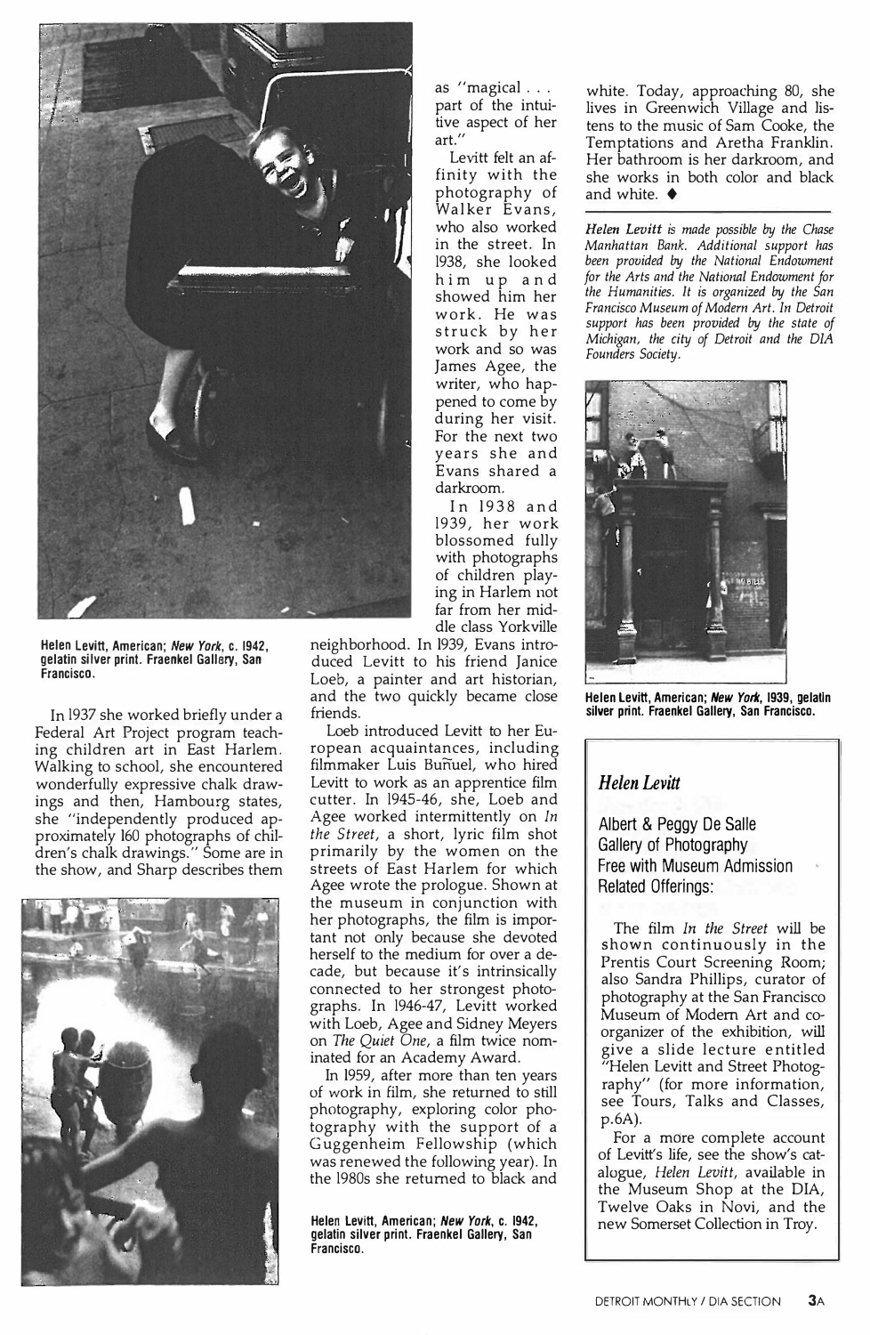Helen Levitt, American; *New York*, c. 1942, gelatin silver print. Fraenkel Gallery, San Francisco.

In 1937 she worked briefly under a Federal Art Project program teaching children art in East Harlem. Walking to school, she encountered wonderfully expressive chalk drawings and then, Hambourg states, she "independently produced approximately 160 photographs of children's chalk drawings." Some are in the show, and Sharp describes them as "magical . . . part of the intuitive aspect of her art."

Levitt felt an affinity with the photography of Walker Evans, who also worked in the street. In 1938, she looked him up and showed him her work. He was struck by her work and so was James Agee, the writer, who happened to come by during her visit. For the next two years she and Evans shared a darkroom.

In 1938 and 1939, her work blossomed fully with photographs of children playing in Harlem not far from her middle class Yorkville neighborhood. In 1939, Evans introduced Levitt to his friend Janice Loeb, a painter and art historian, and the two quickly became close friends.

Loeb introduced Levitt to her European acquaintances, including filmmaker Luis Buñuel, who hired Levitt to work as an apprentice film cutter. In 1945-46, she, Loeb and Agee worked intermittently on *In the Street*, a short, lyric film shot primarily by the women on the streets of East Harlem for which Agee wrote the prologue. Shown at the museum in conjunction with her photographs, the film is important not only because she devoted herself to the medium for over a decade, but because it's intrinsically connected to her strongest photographs. In 1946-47, Levitt worked with Loeb, Agee and Sidney Meyers on *The Quiet One*, a film twice nominated for an Academy Award.

In 1959, after more than ten years of work in film, she returned to still photography, exploring color photography with the support of a Guggenheim Fellowship (which was renewed the following year). In the 1980s she returned to black and white. Today, approaching 80, she lives in Greenwich Village and listens to the music of Sam Cooke, the Temptations and Aretha Franklin. Her bathroom is her darkroom, and she works in both color and black and white. ♦

Helen Levitt, American; *New York*, c. 1942, gelatin silver print. Fraenkel Gallery, San Francisco.

*Helen Levitt is made possible by the Chase Manhattan Bank. Additional support has been provided by the National Endowment for the Arts and the National Endowment for the Humanities. It is organized by the San Francisco Museum of Modern Art. In Detroit support has been provided by the state of Michigan, the city of Detroit and the DIA Founders Society.*

Helen Levitt, American; *New York*, 1939, gelatin silver print. Fraenkel Gallery, San Francisco.

## *Helen Levitt*

Albert & Peggy De Salle Gallery of Photography
Free with Museum Admission
Related Offerings:

The film *In the Street* will be shown continuously in the Prentis Court Screening Room; also Sandra Phillips, curator of photography at the San Francisco Museum of Modern Art and co-organizer of the exhibition, will give a slide lecture entitled "Helen Levitt and Street Photography" (for more information, see Tours, Talks and Classes, p.6A).

For a more complete account of Levitt's life, see the show's catalogue, *Helen Levitt*, available in the Museum Shop at the DIA, Twelve Oaks in Novi, and the new Somerset Collection in Troy.